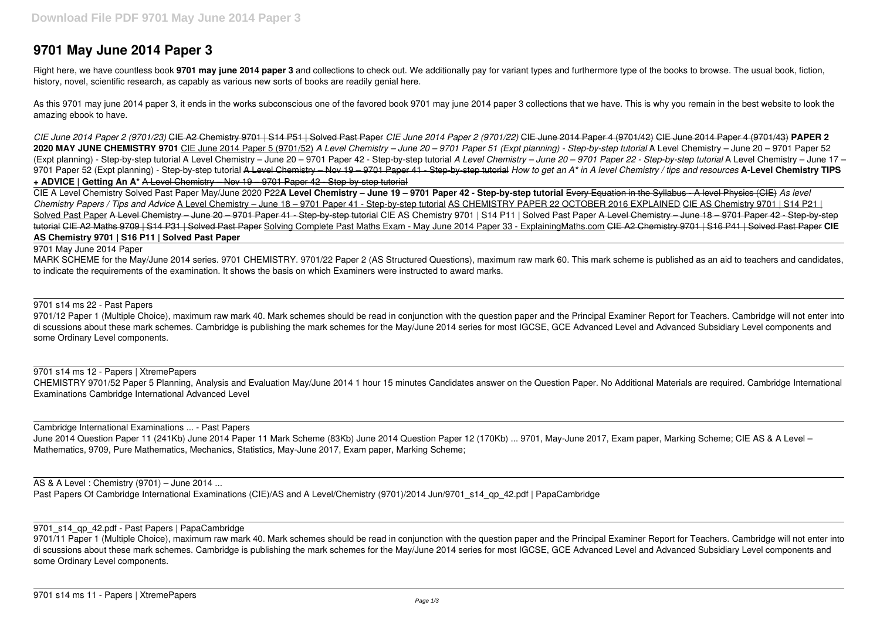# 9701 May June 2014 Paper 3

Right here, we have countless book **9701 may june 2014 paper 3** and collections to check out. We additionally pay for variant types and furthermore type of the books to browse. The usual book, fiction, history, novel, scientific research, as capably as various new sorts of books are readily genial here.

As this 9701 may june 2014 paper 3, it ends in the works subconscious one of the favored book 9701 may june 2014 paper 3 collections that we have. This is why you remain in the best website to look the amazing ebook to have.

*CIE June 2014 Paper 2 (9701/23)* ~~CIE A2 Chemistry 9701 | S14 P51 | Solved Past Paper~~ *CIE June 2014 Paper 2 (9701/22)* ~~CIE June 2014 Paper 4 (9701/42)~~ ~~CIE June 2014 Paper 4 (9701/43)~~ **PAPER 2 2020 MAY JUNE CHEMISTRY 9701** CIE June 2014 Paper 5 (9701/52) *A Level Chemistry – June 20 – 9701 Paper 51 (Expt planning) - Step-by-step tutorial* A Level Chemistry – June 20 – 9701 Paper 52 (Expt planning) - Step-by-step tutorial A Level Chemistry – June 20 – 9701 Paper 42 - Step-by-step tutorial *A Level Chemistry – June 20 – 9701 Paper 22 - Step-by-step tutorial* A Level Chemistry – June 17 – 9701 Paper 52 (Expt planning) - Step-by-step tutorial ~~A Level Chemistry – Nov 19 – 9701 Paper 41 - Step-by-step tutorial~~ *How to get an A\* in A level Chemistry / tips and resources* **A-Level Chemistry TIPS + ADVICE | Getting An A\*** ~~A Level Chemistry – Nov 19 – 9701 Paper 42 - Step-by-step tutorial~~

CIE A Level Chemistry Solved Past Paper May/June 2020 P22**A Level Chemistry – June 19 – 9701 Paper 42 - Step-by-step tutorial** ~~Every Equation in the Syllabus - A level Physics (CIE)~~ *As level Chemistry Papers / Tips and Advice* A Level Chemistry – June 18 – 9701 Paper 41 - Step-by-step tutorial AS CHEMISTRY PAPER 22 OCTOBER 2016 EXPLAINED CIE AS Chemistry 9701 | S14 P21 | Solved Past Paper ~~A Level Chemistry – June 20 – 9701 Paper 41 - Step-by-step tutorial~~ CIE AS Chemistry 9701 | S14 P11 | Solved Past Paper ~~A Level Chemistry – June 18 – 9701 Paper 42 - Step-by-step tutorial~~ CIE A2 Maths 9709 | S14 P31 | Solved Past Paper Solving Complete Past Maths Exam - May June 2014 Paper 33 - ExplainingMaths.com ~~CIE A2 Chemistry 9701 | S16 P41 | Solved Past Paper~~ **CIE AS Chemistry 9701 | S16 P11 | Solved Past Paper**

9701 May June 2014 Paper

MARK SCHEME for the May/June 2014 series. 9701 CHEMISTRY. 9701/22 Paper 2 (AS Structured Questions), maximum raw mark 60. This mark scheme is published as an aid to teachers and candidates, to indicate the requirements of the examination. It shows the basis on which Examiners were instructed to award marks.

9701 s14 ms 22 - Past Papers

9701/12 Paper 1 (Multiple Choice), maximum raw mark 40. Mark schemes should be read in conjunction with the question paper and the Principal Examiner Report for Teachers. Cambridge will not enter into di scussions about these mark schemes. Cambridge is publishing the mark schemes for the May/June 2014 series for most IGCSE, GCE Advanced Level and Advanced Subsidiary Level components and some Ordinary Level components.

9701 s14 ms 12 - Papers | XtremePapers

CHEMISTRY 9701/52 Paper 5 Planning, Analysis and Evaluation May/June 2014 1 hour 15 minutes Candidates answer on the Question Paper. No Additional Materials are required. Cambridge International Examinations Cambridge International Advanced Level

Cambridge International Examinations ... - Past Papers

June 2014 Question Paper 11 (241Kb) June 2014 Paper 11 Mark Scheme (83Kb) June 2014 Question Paper 12 (170Kb) ... 9701, May-June 2017, Exam paper, Marking Scheme; CIE AS & A Level – Mathematics, 9709, Pure Mathematics, Mechanics, Statistics, May-June 2017, Exam paper, Marking Scheme;

AS & A Level : Chemistry (9701) – June 2014 ...

Past Papers Of Cambridge International Examinations (CIE)/AS and A Level/Chemistry (9701)/2014 Jun/9701_s14_qp_42.pdf | PapaCambridge

9701_s14_qp_42.pdf - Past Papers | PapaCambridge

9701/11 Paper 1 (Multiple Choice), maximum raw mark 40. Mark schemes should be read in conjunction with the question paper and the Principal Examiner Report for Teachers. Cambridge will not enter into di scussions about these mark schemes. Cambridge is publishing the mark schemes for the May/June 2014 series for most IGCSE, GCE Advanced Level and Advanced Subsidiary Level components and some Ordinary Level components.

9701 s14 ms 11 - Papers | XtremePapers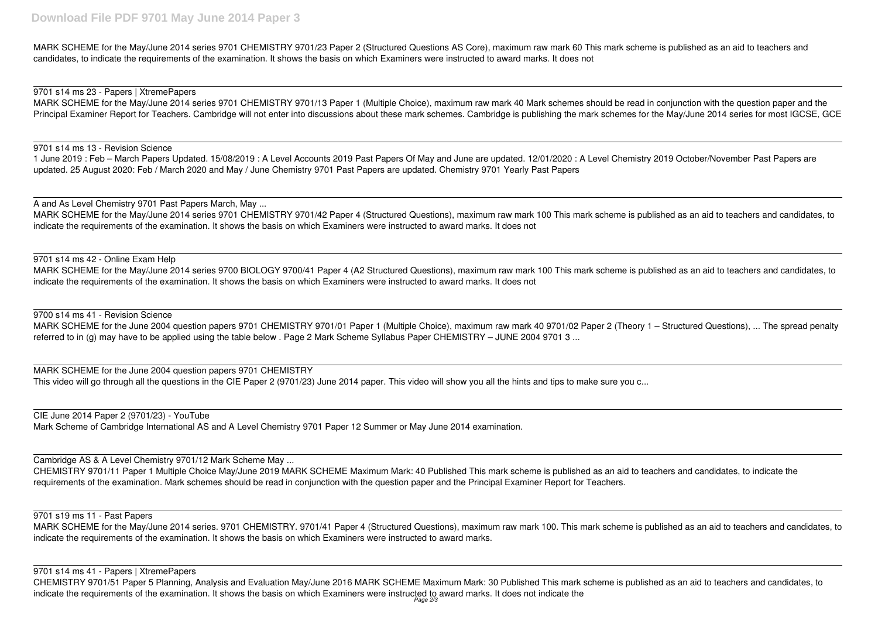MARK SCHEME for the May/June 2014 series 9701 CHEMISTRY 9701/23 Paper 2 (Structured Questions AS Core), maximum raw mark 60 This mark scheme is published as an aid to teachers and candidates, to indicate the requirements of the examination. It shows the basis on which Examiners were instructed to award marks. It does not

9701 s14 ms 23 - Papers | XtremePapers

MARK SCHEME for the May/June 2014 series 9701 CHEMISTRY 9701/13 Paper 1 (Multiple Choice), maximum raw mark 40 Mark schemes should be read in conjunction with the question paper and the Principal Examiner Report for Teachers. Cambridge will not enter into discussions about these mark schemes. Cambridge is publishing the mark schemes for the May/June 2014 series for most IGCSE, GCE

9701 s14 ms 13 - Revision Science

1 June 2019 : Feb – March Papers Updated. 15/08/2019 : A Level Accounts 2019 Past Papers Of May and June are updated. 12/01/2020 : A Level Chemistry 2019 October/November Past Papers are updated. 25 August 2020: Feb / March 2020 and May / June Chemistry 9701 Past Papers are updated. Chemistry 9701 Yearly Past Papers

A and As Level Chemistry 9701 Past Papers March, May ...

MARK SCHEME for the May/June 2014 series 9701 CHEMISTRY 9701/42 Paper 4 (Structured Questions), maximum raw mark 100 This mark scheme is published as an aid to teachers and candidates, to indicate the requirements of the examination. It shows the basis on which Examiners were instructed to award marks. It does not

9701 s14 ms 42 - Online Exam Help

MARK SCHEME for the May/June 2014 series 9700 BIOLOGY 9700/41 Paper 4 (A2 Structured Questions), maximum raw mark 100 This mark scheme is published as an aid to teachers and candidates, to indicate the requirements of the examination. It shows the basis on which Examiners were instructed to award marks. It does not

9700 s14 ms 41 - Revision Science

MARK SCHEME for the June 2004 question papers 9701 CHEMISTRY 9701/01 Paper 1 (Multiple Choice), maximum raw mark 40 9701/02 Paper 2 (Theory 1 – Structured Questions), ... The spread penalty referred to in (g) may have to be applied using the table below . Page 2 Mark Scheme Syllabus Paper CHEMISTRY – JUNE 2004 9701 3 ...

MARK SCHEME for the June 2004 question papers 9701 CHEMISTRY

This video will go through all the questions in the CIE Paper 2 (9701/23) June 2014 paper. This video will show you all the hints and tips to make sure you c...

CIE June 2014 Paper 2 (9701/23) - YouTube

Mark Scheme of Cambridge International AS and A Level Chemistry 9701 Paper 12 Summer or May June 2014 examination.

Cambridge AS & A Level Chemistry 9701/12 Mark Scheme May ...

CHEMISTRY 9701/11 Paper 1 Multiple Choice May/June 2019 MARK SCHEME Maximum Mark: 40 Published This mark scheme is published as an aid to teachers and candidates, to indicate the requirements of the examination. Mark schemes should be read in conjunction with the question paper and the Principal Examiner Report for Teachers.

9701 s19 ms 11 - Past Papers

MARK SCHEME for the May/June 2014 series. 9701 CHEMISTRY. 9701/41 Paper 4 (Structured Questions), maximum raw mark 100. This mark scheme is published as an aid to teachers and candidates, to indicate the requirements of the examination. It shows the basis on which Examiners were instructed to award marks.

9701 s14 ms 41 - Papers | XtremePapers

CHEMISTRY 9701/51 Paper 5 Planning, Analysis and Evaluation May/June 2016 MARK SCHEME Maximum Mark: 30 Published This mark scheme is published as an aid to teachers and candidates, to indicate the requirements of the examination. It shows the basis on which Examiners were instructed to award marks. It does not indicate the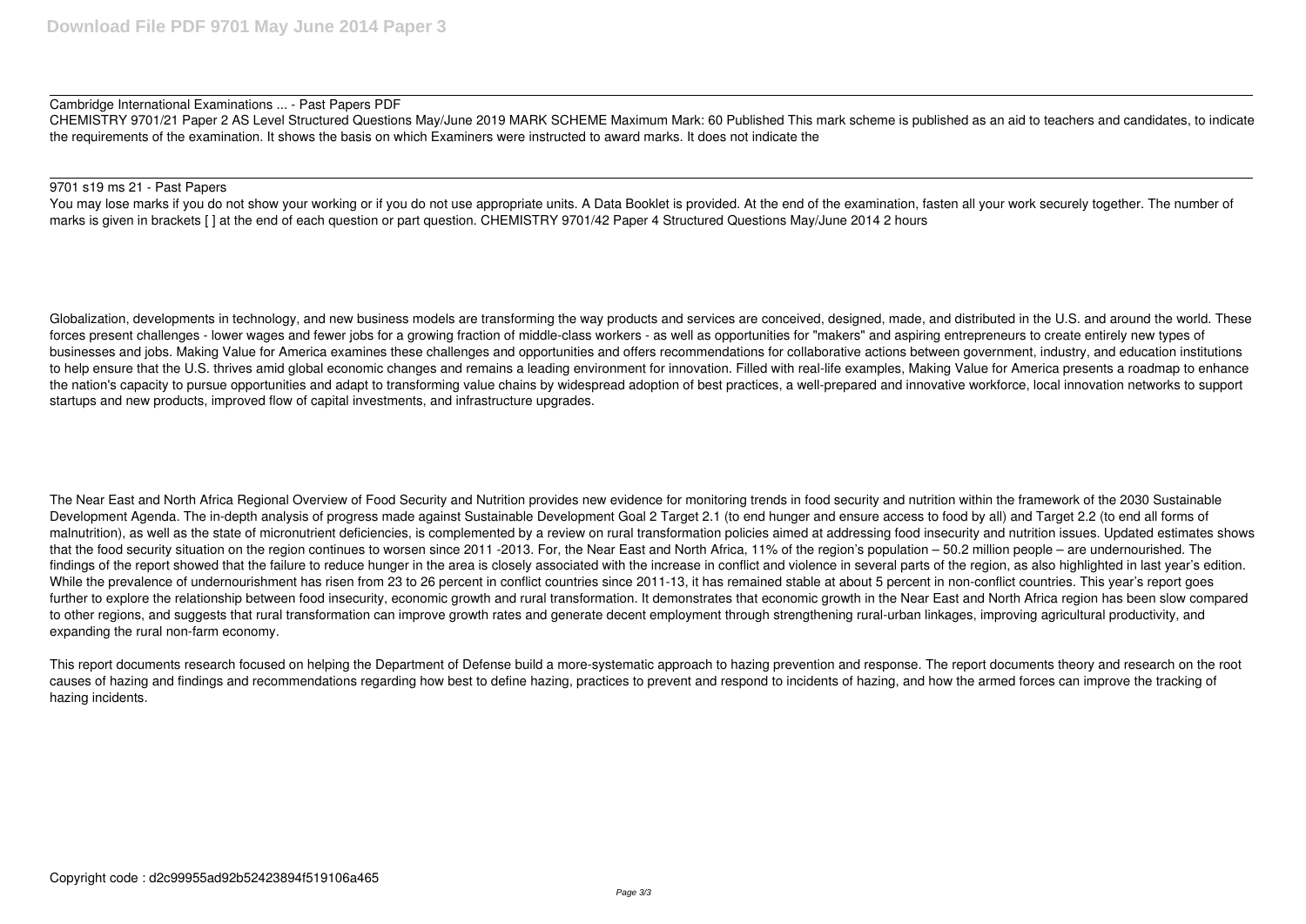Cambridge International Examinations ... - Past Papers PDF

CHEMISTRY 9701/21 Paper 2 AS Level Structured Questions May/June 2019 MARK SCHEME Maximum Mark: 60 Published This mark scheme is published as an aid to teachers and candidates, to indicate the requirements of the examination. It shows the basis on which Examiners were instructed to award marks. It does not indicate the

9701 s19 ms 21 - Past Papers

You may lose marks if you do not show your working or if you do not use appropriate units. A Data Booklet is provided. At the end of the examination, fasten all your work securely together. The number of marks is given in brackets [ ] at the end of each question or part question. CHEMISTRY 9701/42 Paper 4 Structured Questions May/June 2014 2 hours

Globalization, developments in technology, and new business models are transforming the way products and services are conceived, designed, made, and distributed in the U.S. and around the world. These forces present challenges - lower wages and fewer jobs for a growing fraction of middle-class workers - as well as opportunities for "makers" and aspiring entrepreneurs to create entirely new types of businesses and jobs. Making Value for America examines these challenges and opportunities and offers recommendations for collaborative actions between government, industry, and education institutions to help ensure that the U.S. thrives amid global economic changes and remains a leading environment for innovation. Filled with real-life examples, Making Value for America presents a roadmap to enhance the nation's capacity to pursue opportunities and adapt to transforming value chains by widespread adoption of best practices, a well-prepared and innovative workforce, local innovation networks to support startups and new products, improved flow of capital investments, and infrastructure upgrades.

The Near East and North Africa Regional Overview of Food Security and Nutrition provides new evidence for monitoring trends in food security and nutrition within the framework of the 2030 Sustainable Development Agenda. The in-depth analysis of progress made against Sustainable Development Goal 2 Target 2.1 (to end hunger and ensure access to food by all) and Target 2.2 (to end all forms of malnutrition), as well as the state of micronutrient deficiencies, is complemented by a review on rural transformation policies aimed at addressing food insecurity and nutrition issues. Updated estimates shows that the food security situation on the region continues to worsen since 2011 -2013. For, the Near East and North Africa, 11% of the region's population – 50.2 million people – are undernourished. The findings of the report showed that the failure to reduce hunger in the area is closely associated with the increase in conflict and violence in several parts of the region, as also highlighted in last year's edition. While the prevalence of undernourishment has risen from 23 to 26 percent in conflict countries since 2011-13, it has remained stable at about 5 percent in non-conflict countries. This year's report goes further to explore the relationship between food insecurity, economic growth and rural transformation. It demonstrates that economic growth in the Near East and North Africa region has been slow compared to other regions, and suggests that rural transformation can improve growth rates and generate decent employment through strengthening rural-urban linkages, improving agricultural productivity, and expanding the rural non-farm economy.

This report documents research focused on helping the Department of Defense build a more-systematic approach to hazing prevention and response. The report documents theory and research on the root causes of hazing and findings and recommendations regarding how best to define hazing, practices to prevent and respond to incidents of hazing, and how the armed forces can improve the tracking of hazing incidents.

Copyright code : d2c99955ad92b52423894f519106a465